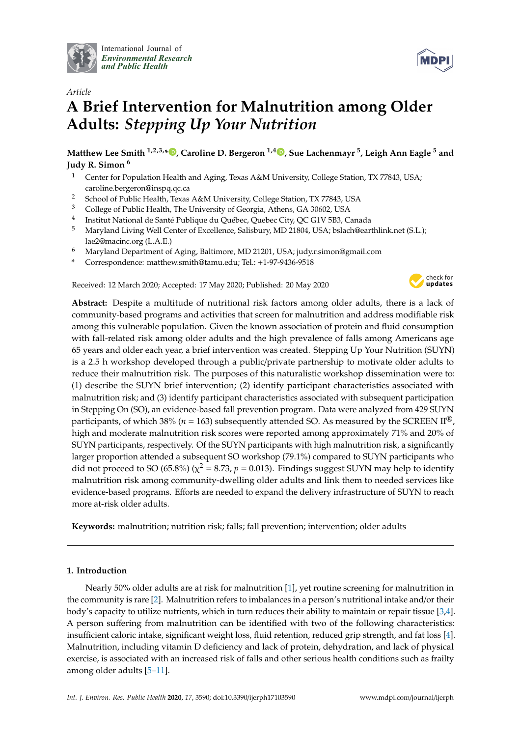*Article*

# A Brief Intervention for Malnutrition among Older Adults: *Stepping Up Your Nutrition*

**Matthew Lee Smith [1,2,3,*], Caroline D. Bergeron [1,4], Sue Lachenmayr [5], Leigh Ann Eagle [5] and Judy R. Simon [6]**

1. Center for Population Health and Aging, Texas A&M University, College Station, TX 77843, USA; caroline.bergeron@inspq.qc.ca
2. School of Public Health, Texas A&M University, College Station, TX 77843, USA
3. College of Public Health, The University of Georgia, Athens, GA 30602, USA
4. Institut National de Santé Publique du Québec, Quebec City, QC G1V 5B3, Canada
5. Maryland Living Well Center of Excellence, Salisbury, MD 21804, USA; bslach@earthlink.net (S.L.); lae2@macinc.org (L.A.E.)
6. Maryland Department of Aging, Baltimore, MD 21201, USA; judy.r.simon@gmail.com

\* Correspondence: matthew.smith@tamu.edu; Tel.: +1-97-9436-9518

Received: 12 March 2020; Accepted: 17 May 2020; Published: 20 May 2020

**Abstract:** Despite a multitude of nutritional risk factors among older adults, there is a lack of community-based programs and activities that screen for malnutrition and address modifiable risk among this vulnerable population. Given the known association of protein and fluid consumption with fall-related risk among older adults and the high prevalence of falls among Americans age 65 years and older each year, a brief intervention was created. Stepping Up Your Nutrition (SUYN) is a 2.5 h workshop developed through a public/private partnership to motivate older adults to reduce their malnutrition risk. The purposes of this naturalistic workshop dissemination were to: (1) describe the SUYN brief intervention; (2) identify participant characteristics associated with malnutrition risk; and (3) identify participant characteristics associated with subsequent participation in Stepping On (SO), an evidence-based fall prevention program. Data were analyzed from 429 SUYN participants, of which 38% ($n = 163$) subsequently attended SO. As measured by the SCREEN II®, high and moderate malnutrition risk scores were reported among approximately 71% and 20% of SUYN participants, respectively. Of the SUYN participants with high malnutrition risk, a significantly larger proportion attended a subsequent SO workshop (79.1%) compared to SUYN participants who did not proceed to SO (65.8%) ($\chi^2 = 8.73$, $p = 0.013$). Findings suggest SUYN may help to identify malnutrition risk among community-dwelling older adults and link them to needed services like evidence-based programs. Efforts are needed to expand the delivery infrastructure of SUYN to reach more at-risk older adults.

**Keywords:** malnutrition; nutrition risk; falls; fall prevention; intervention; older adults

## 1. Introduction

Nearly 50% older adults are at risk for malnutrition [1], yet routine screening for malnutrition in the community is rare [2]. Malnutrition refers to imbalances in a person's nutritional intake and/or their body's capacity to utilize nutrients, which in turn reduces their ability to maintain or repair tissue [3,4]. A person suffering from malnutrition can be identified with two of the following characteristics: insufficient caloric intake, significant weight loss, fluid retention, reduced grip strength, and fat loss [4]. Malnutrition, including vitamin D deficiency and lack of protein, dehydration, and lack of physical exercise, is associated with an increased risk of falls and other serious health conditions such as frailty among older adults [5–11].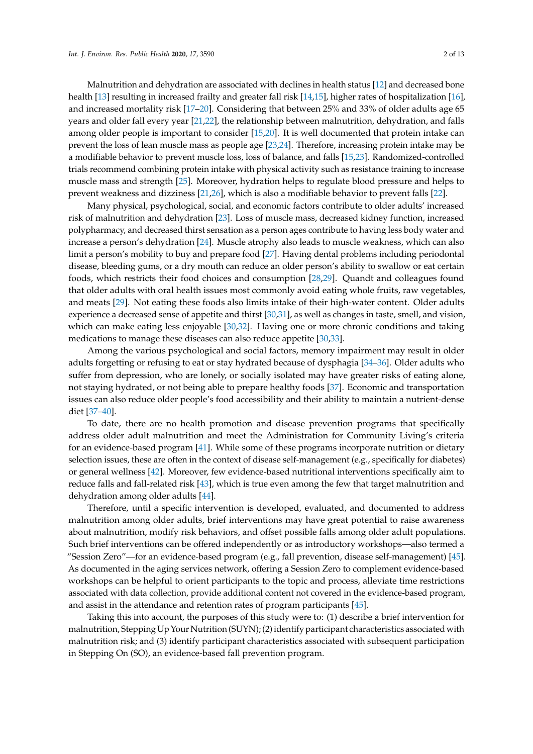Malnutrition and dehydration are associated with declines in health status [12] and decreased bone health [13] resulting in increased frailty and greater fall risk [14,15], higher rates of hospitalization [16], and increased mortality risk [17–20]. Considering that between 25% and 33% of older adults age 65 years and older fall every year [21,22], the relationship between malnutrition, dehydration, and falls among older people is important to consider [15,20]. It is well documented that protein intake can prevent the loss of lean muscle mass as people age [23,24]. Therefore, increasing protein intake may be a modifiable behavior to prevent muscle loss, loss of balance, and falls [15,23]. Randomized-controlled trials recommend combining protein intake with physical activity such as resistance training to increase muscle mass and strength [25]. Moreover, hydration helps to regulate blood pressure and helps to prevent weakness and dizziness [21,26], which is also a modifiable behavior to prevent falls [22].

Many physical, psychological, social, and economic factors contribute to older adults' increased risk of malnutrition and dehydration [23]. Loss of muscle mass, decreased kidney function, increased polypharmacy, and decreased thirst sensation as a person ages contribute to having less body water and increase a person's dehydration [24]. Muscle atrophy also leads to muscle weakness, which can also limit a person's mobility to buy and prepare food [27]. Having dental problems including periodontal disease, bleeding gums, or a dry mouth can reduce an older person's ability to swallow or eat certain foods, which restricts their food choices and consumption [28,29]. Quandt and colleagues found that older adults with oral health issues most commonly avoid eating whole fruits, raw vegetables, and meats [29]. Not eating these foods also limits intake of their high-water content. Older adults experience a decreased sense of appetite and thirst [30,31], as well as changes in taste, smell, and vision, which can make eating less enjoyable [30,32]. Having one or more chronic conditions and taking medications to manage these diseases can also reduce appetite [30,33].

Among the various psychological and social factors, memory impairment may result in older adults forgetting or refusing to eat or stay hydrated because of dysphagia [34–36]. Older adults who suffer from depression, who are lonely, or socially isolated may have greater risks of eating alone, not staying hydrated, or not being able to prepare healthy foods [37]. Economic and transportation issues can also reduce older people's food accessibility and their ability to maintain a nutrient-dense diet [37–40].

To date, there are no health promotion and disease prevention programs that specifically address older adult malnutrition and meet the Administration for Community Living's criteria for an evidence-based program [41]. While some of these programs incorporate nutrition or dietary selection issues, these are often in the context of disease self-management (e.g., specifically for diabetes) or general wellness [42]. Moreover, few evidence-based nutritional interventions specifically aim to reduce falls and fall-related risk [43], which is true even among the few that target malnutrition and dehydration among older adults [44].

Therefore, until a specific intervention is developed, evaluated, and documented to address malnutrition among older adults, brief interventions may have great potential to raise awareness about malnutrition, modify risk behaviors, and offset possible falls among older adult populations. Such brief interventions can be offered independently or as introductory workshops—also termed a "Session Zero"—for an evidence-based program (e.g., fall prevention, disease self-management) [45]. As documented in the aging services network, offering a Session Zero to complement evidence-based workshops can be helpful to orient participants to the topic and process, alleviate time restrictions associated with data collection, provide additional content not covered in the evidence-based program, and assist in the attendance and retention rates of program participants [45].

Taking this into account, the purposes of this study were to: (1) describe a brief intervention for malnutrition, Stepping Up Your Nutrition (SUYN); (2) identify participant characteristics associated with malnutrition risk; and (3) identify participant characteristics associated with subsequent participation in Stepping On (SO), an evidence-based fall prevention program.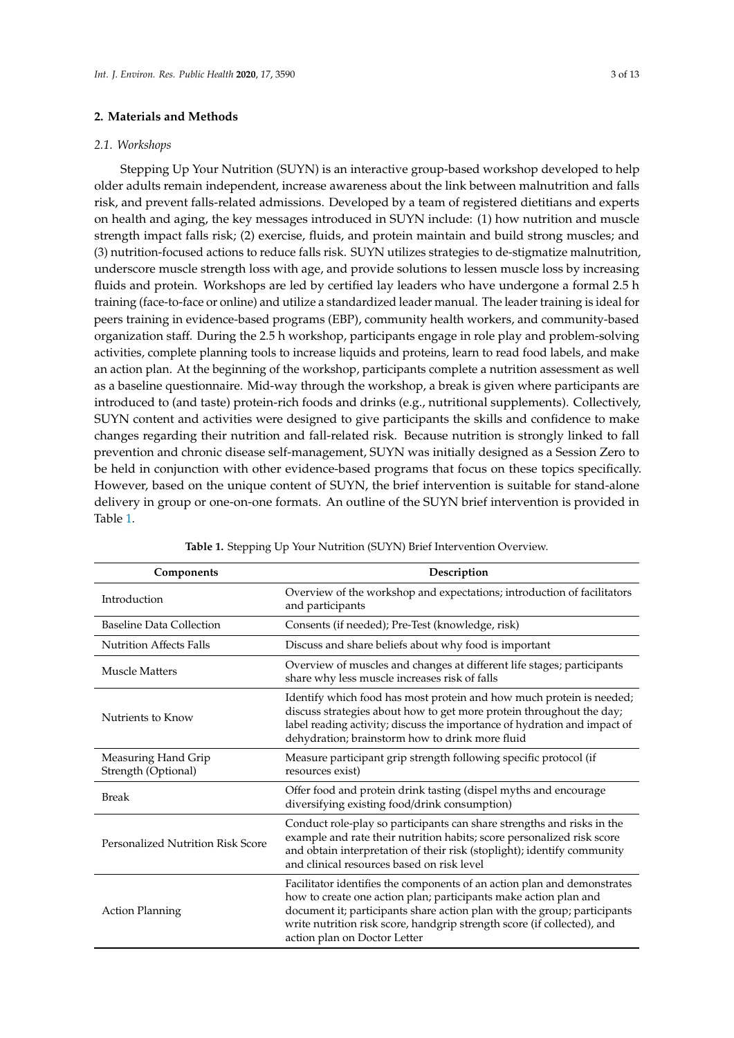## 2. Materials and Methods

### 2.1. Workshops

Stepping Up Your Nutrition (SUYN) is an interactive group-based workshop developed to help older adults remain independent, increase awareness about the link between malnutrition and falls risk, and prevent falls-related admissions. Developed by a team of registered dietitians and experts on health and aging, the key messages introduced in SUYN include: (1) how nutrition and muscle strength impact falls risk; (2) exercise, fluids, and protein maintain and build strong muscles; and (3) nutrition-focused actions to reduce falls risk. SUYN utilizes strategies to de-stigmatize malnutrition, underscore muscle strength loss with age, and provide solutions to lessen muscle loss by increasing fluids and protein. Workshops are led by certified lay leaders who have undergone a formal 2.5 h training (face-to-face or online) and utilize a standardized leader manual. The leader training is ideal for peers training in evidence-based programs (EBP), community health workers, and community-based organization staff. During the 2.5 h workshop, participants engage in role play and problem-solving activities, complete planning tools to increase liquids and proteins, learn to read food labels, and make an action plan. At the beginning of the workshop, participants complete a nutrition assessment as well as a baseline questionnaire. Mid-way through the workshop, a break is given where participants are introduced to (and taste) protein-rich foods and drinks (e.g., nutritional supplements). Collectively, SUYN content and activities were designed to give participants the skills and confidence to make changes regarding their nutrition and fall-related risk. Because nutrition is strongly linked to fall prevention and chronic disease self-management, SUYN was initially designed as a Session Zero to be held in conjunction with other evidence-based programs that focus on these topics specifically. However, based on the unique content of SUYN, the brief intervention is suitable for stand-alone delivery in group or one-on-one formats. An outline of the SUYN brief intervention is provided in Table 1.

**Table 1.** Stepping Up Your Nutrition (SUYN) Brief Intervention Overview.

| Components | Description |
|---|---|
| Introduction | Overview of the workshop and expectations; introduction of facilitators and participants |
| Baseline Data Collection | Consents (if needed); Pre-Test (knowledge, risk) |
| Nutrition Affects Falls | Discuss and share beliefs about why food is important |
| Muscle Matters | Overview of muscles and changes at different life stages; participants share why less muscle increases risk of falls |
| Nutrients to Know | Identify which food has most protein and how much protein is needed; discuss strategies about how to get more protein throughout the day; label reading activity; discuss the importance of hydration and impact of dehydration; brainstorm how to drink more fluid |
| Measuring Hand Grip Strength (Optional) | Measure participant grip strength following specific protocol (if resources exist) |
| Break | Offer food and protein drink tasting (dispel myths and encourage diversifying existing food/drink consumption) |
| Personalized Nutrition Risk Score | Conduct role-play so participants can share strengths and risks in the example and rate their nutrition habits; score personalized risk score and obtain interpretation of their risk (stoplight); identify community and clinical resources based on risk level |
| Action Planning | Facilitator identifies the components of an action plan and demonstrates how to create one action plan; participants make action plan and document it; participants share action plan with the group; participants write nutrition risk score, handgrip strength score (if collected), and action plan on Doctor Letter |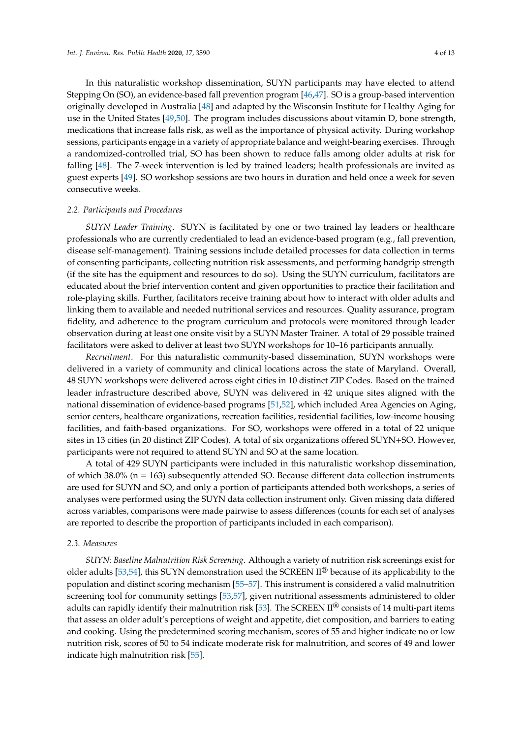In this naturalistic workshop dissemination, SUYN participants may have elected to attend Stepping On (SO), an evidence-based fall prevention program [46,47]. SO is a group-based intervention originally developed in Australia [48] and adapted by the Wisconsin Institute for Healthy Aging for use in the United States [49,50]. The program includes discussions about vitamin D, bone strength, medications that increase falls risk, as well as the importance of physical activity. During workshop sessions, participants engage in a variety of appropriate balance and weight-bearing exercises. Through a randomized-controlled trial, SO has been shown to reduce falls among older adults at risk for falling [48]. The 7-week intervention is led by trained leaders; health professionals are invited as guest experts [49]. SO workshop sessions are two hours in duration and held once a week for seven consecutive weeks.

### 2.2. Participants and Procedures

*SUYN Leader Training*. SUYN is facilitated by one or two trained lay leaders or healthcare professionals who are currently credentialed to lead an evidence-based program (e.g., fall prevention, disease self-management). Training sessions include detailed processes for data collection in terms of consenting participants, collecting nutrition risk assessments, and performing handgrip strength (if the site has the equipment and resources to do so). Using the SUYN curriculum, facilitators are educated about the brief intervention content and given opportunities to practice their facilitation and role-playing skills. Further, facilitators receive training about how to interact with older adults and linking them to available and needed nutritional services and resources. Quality assurance, program fidelity, and adherence to the program curriculum and protocols were monitored through leader observation during at least one onsite visit by a SUYN Master Trainer. A total of 29 possible trained facilitators were asked to deliver at least two SUYN workshops for 10–16 participants annually.

*Recruitment*. For this naturalistic community-based dissemination, SUYN workshops were delivered in a variety of community and clinical locations across the state of Maryland. Overall, 48 SUYN workshops were delivered across eight cities in 10 distinct ZIP Codes. Based on the trained leader infrastructure described above, SUYN was delivered in 42 unique sites aligned with the national dissemination of evidence-based programs [51,52], which included Area Agencies on Aging, senior centers, healthcare organizations, recreation facilities, residential facilities, low-income housing facilities, and faith-based organizations. For SO, workshops were offered in a total of 22 unique sites in 13 cities (in 20 distinct ZIP Codes). A total of six organizations offered SUYN+SO. However, participants were not required to attend SUYN and SO at the same location.

A total of 429 SUYN participants were included in this naturalistic workshop dissemination, of which 38.0% (n = 163) subsequently attended SO. Because different data collection instruments are used for SUYN and SO, and only a portion of participants attended both workshops, a series of analyses were performed using the SUYN data collection instrument only. Given missing data differed across variables, comparisons were made pairwise to assess differences (counts for each set of analyses are reported to describe the proportion of participants included in each comparison).

### 2.3. Measures

*SUYN: Baseline Malnutrition Risk Screening*. Although a variety of nutrition risk screenings exist for older adults [53,54], this SUYN demonstration used the SCREEN II® because of its applicability to the population and distinct scoring mechanism [55–57]. This instrument is considered a valid malnutrition screening tool for community settings [53,57], given nutritional assessments administered to older adults can rapidly identify their malnutrition risk [53]. The SCREEN II® consists of 14 multi-part items that assess an older adult's perceptions of weight and appetite, diet composition, and barriers to eating and cooking. Using the predetermined scoring mechanism, scores of 55 and higher indicate no or low nutrition risk, scores of 50 to 54 indicate moderate risk for malnutrition, and scores of 49 and lower indicate high malnutrition risk [55].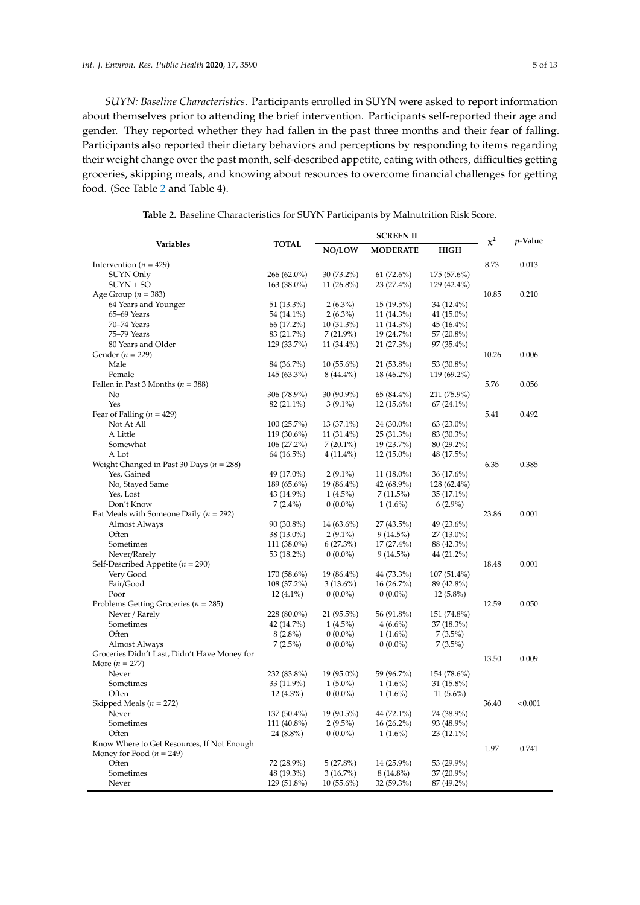*SUYN: Baseline Characteristics*. Participants enrolled in SUYN were asked to report information about themselves prior to attending the brief intervention. Participants self-reported their age and gender. They reported whether they had fallen in the past three months and their fear of falling. Participants also reported their dietary behaviors and perceptions by responding to items regarding their weight change over the past month, self-described appetite, eating with others, difficulties getting groceries, skipping meals, and knowing about resources to overcome financial challenges for getting food. (See Table 2 and Table 4).

**Table 2.** Baseline Characteristics for SUYN Participants by Malnutrition Risk Score.

| Variables | TOTAL | SCREEN II | | | $\chi^2$ | *p*-Value |
|---|---|---|---|---|---|---|
| | | NO/LOW | MODERATE | HIGH | | |
| Intervention ($n$ = 429) | | | | | 8.73 | 0.013 |
| SUYN Only | 266 (62.0%) | 30 (73.2%) | 61 (72.6%) | 175 (57.6%) | | |
| SUYN + SO | 163 (38.0%) | 11 (26.8%) | 23 (27.4%) | 129 (42.4%) | | |
| Age Group ($n$ = 383) | | | | | 10.85 | 0.210 |
| 64 Years and Younger | 51 (13.3%) | 2 (6.3%) | 15 (19.5%) | 34 (12.4%) | | |
| 65–69 Years | 54 (14.1%) | 2 (6.3%) | 11 (14.3%) | 41 (15.0%) | | |
| 70–74 Years | 66 (17.2%) | 10 (31.3%) | 11 (14.3%) | 45 (16.4%) | | |
| 75–79 Years | 83 (21.7%) | 7 (21.9%) | 19 (24.7%) | 57 (20.8%) | | |
| 80 Years and Older | 129 (33.7%) | 11 (34.4%) | 21 (27.3%) | 97 (35.4%) | | |
| Gender ($n$ = 229) | | | | | 10.26 | 0.006 |
| Male | 84 (36.7%) | 10 (55.6%) | 21 (53.8%) | 53 (30.8%) | | |
| Female | 145 (63.3%) | 8 (44.4%) | 18 (46.2%) | 119 (69.2%) | | |
| Fallen in Past 3 Months ($n$ = 388) | | | | | 5.76 | 0.056 |
| No | 306 (78.9%) | 30 (90.9%) | 65 (84.4%) | 211 (75.9%) | | |
| Yes | 82 (21.1%) | 3 (9.1%) | 12 (15.6%) | 67 (24.1%) | | |
| Fear of Falling ($n$ = 429) | | | | | 5.41 | 0.492 |
| Not At All | 100 (25.7%) | 13 (37.1%) | 24 (30.0%) | 63 (23.0%) | | |
| A Little | 119 (30.6%) | 11 (31.4%) | 25 (31.3%) | 83 (30.3%) | | |
| Somewhat | 106 (27.2%) | 7 (20.1%) | 19 (23.7%) | 80 (29.2%) | | |
| A Lot | 64 (16.5%) | 4 (11.4%) | 12 (15.0%) | 48 (17.5%) | | |
| Weight Changed in Past 30 Days ($n$ = 288) | | | | | 6.35 | 0.385 |
| Yes, Gained | 49 (17.0%) | 2 (9.1%) | 11 (18.0%) | 36 (17.6%) | | |
| No, Stayed Same | 189 (65.6%) | 19 (86.4%) | 42 (68.9%) | 128 (62.4%) | | |
| Yes, Lost | 43 (14.9%) | 1 (4.5%) | 7 (11.5%) | 35 (17.1%) | | |
| Don't Know | 7 (2.4%) | 0 (0.0%) | 1 (1.6%) | 6 (2.9%) | | |
| Eat Meals with Someone Daily ($n$ = 292) | | | | | 23.86 | 0.001 |
| Almost Always | 90 (30.8%) | 14 (63.6%) | 27 (43.5%) | 49 (23.6%) | | |
| Often | 38 (13.0%) | 2 (9.1%) | 9 (14.5%) | 27 (13.0%) | | |
| Sometimes | 111 (38.0%) | 6 (27.3%) | 17 (27.4%) | 88 (42.3%) | | |
| Never/Rarely | 53 (18.2%) | 0 (0.0%) | 9 (14.5%) | 44 (21.2%) | | |
| Self-Described Appetite ($n$ = 290) | | | | | 18.48 | 0.001 |
| Very Good | 170 (58.6%) | 19 (86.4%) | 44 (73.3%) | 107 (51.4%) | | |
| Fair/Good | 108 (37.2%) | 3 (13.6%) | 16 (26.7%) | 89 (42.8%) | | |
| Poor | 12 (4.1%) | 0 (0.0%) | 0 (0.0%) | 12 (5.8%) | | |
| Problems Getting Groceries ($n$ = 285) | | | | | 12.59 | 0.050 |
| Never / Rarely | 228 (80.0%) | 21 (95.5%) | 56 (91.8%) | 151 (74.8%) | | |
| Sometimes | 42 (14.7%) | 1 (4.5%) | 4 (6.6%) | 37 (18.3%) | | |
| Often | 8 (2.8%) | 0 (0.0%) | 1 (1.6%) | 7 (3.5%) | | |
| Almost Always | 7 (2.5%) | 0 (0.0%) | 0 (0.0%) | 7 (3.5%) | | |
| Groceries Didn't Last, Didn't Have Money for More ($n$ = 277) | | | | | 13.50 | 0.009 |
| Never | 232 (83.8%) | 19 (95.0%) | 59 (96.7%) | 154 (78.6%) | | |
| Sometimes | 33 (11.9%) | 1 (5.0%) | 1 (1.6%) | 31 (15.8%) | | |
| Often | 12 (4.3%) | 0 (0.0%) | 1 (1.6%) | 11 (5.6%) | | |
| Skipped Meals ($n$ = 272) | | | | | 36.40 | <0.001 |
| Never | 137 (50.4%) | 19 (90.5%) | 44 (72.1%) | 74 (38.9%) | | |
| Sometimes | 111 (40.8%) | 2 (9.5%) | 16 (26.2%) | 93 (48.9%) | | |
| Often | 24 (8.8%) | 0 (0.0%) | 1 (1.6%) | 23 (12.1%) | | |
| Know Where to Get Resources, If Not Enough Money for Food ($n$ = 249) | | | | | 1.97 | 0.741 |
| Often | 72 (28.9%) | 5 (27.8%) | 14 (25.9%) | 53 (29.9%) | | |
| Sometimes | 48 (19.3%) | 3 (16.7%) | 8 (14.8%) | 37 (20.9%) | | |
| Never | 129 (51.8%) | 10 (55.6%) | 32 (59.3%) | 87 (49.2%) | | |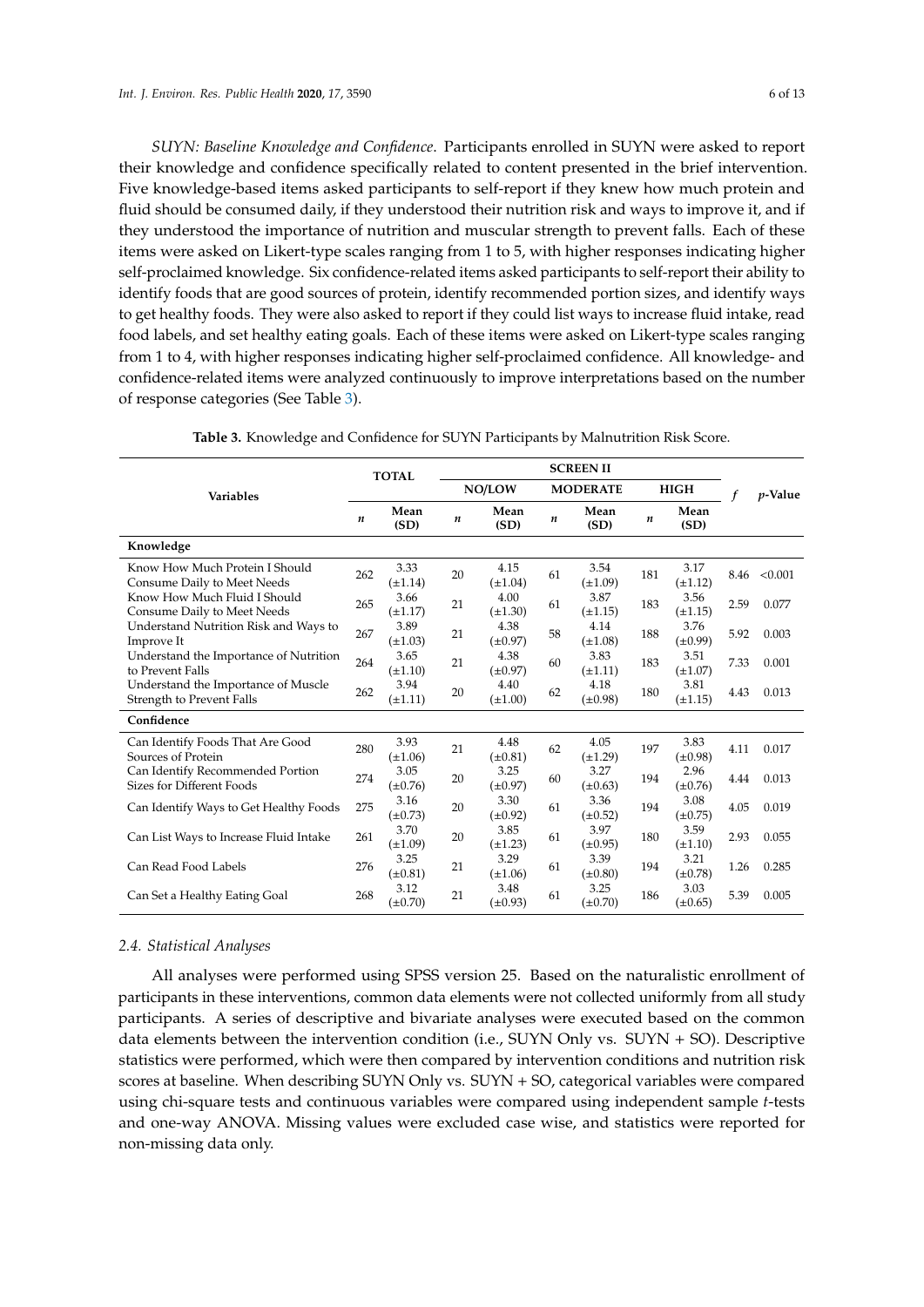*SUYN: Baseline Knowledge and Confidence*. Participants enrolled in SUYN were asked to report their knowledge and confidence specifically related to content presented in the brief intervention. Five knowledge-based items asked participants to self-report if they knew how much protein and fluid should be consumed daily, if they understood their nutrition risk and ways to improve it, and if they understood the importance of nutrition and muscular strength to prevent falls. Each of these items were asked on Likert-type scales ranging from 1 to 5, with higher responses indicating higher self-proclaimed knowledge. Six confidence-related items asked participants to self-report their ability to identify foods that are good sources of protein, identify recommended portion sizes, and identify ways to get healthy foods. They were also asked to report if they could list ways to increase fluid intake, read food labels, and set healthy eating goals. Each of these items were asked on Likert-type scales ranging from 1 to 4, with higher responses indicating higher self-proclaimed confidence. All knowledge- and confidence-related items were analyzed continuously to improve interpretations based on the number of response categories (See Table 3).

**Table 3.** Knowledge and Confidence for SUYN Participants by Malnutrition Risk Score.

| Variables | TOTAL | | SCREEN II | | | | | | *f* | *p*-Value |
|---|---|---|---|---|---|---|---|---|---|---|
| | | | NO/LOW | | MODERATE | | HIGH | | | |
| | *n* | Mean (SD) | *n* | Mean (SD) | *n* | Mean (SD) | *n* | Mean (SD) | | |
| **Knowledge** | | | | | | | | | | |
| Know How Much Protein I Should Consume Daily to Meet Needs | 262 | 3.33 (±1.14) | 20 | 4.15 (±1.04) | 61 | 3.54 (±1.09) | 181 | 3.17 (±1.12) | 8.46 | <0.001 |
| Know How Much Fluid I Should Consume Daily to Meet Needs | 265 | 3.66 (±1.17) | 21 | 4.00 (±1.30) | 61 | 3.87 (±1.15) | 183 | 3.56 (±1.15) | 2.59 | 0.077 |
| Understand Nutrition Risk and Ways to Improve It | 267 | 3.89 (±1.03) | 21 | 4.38 (±0.97) | 58 | 4.14 (±1.08) | 188 | 3.76 (±0.99) | 5.92 | 0.003 |
| Understand the Importance of Nutrition to Prevent Falls | 264 | 3.65 (±1.10) | 21 | 4.38 (±0.97) | 60 | 3.83 (±1.11) | 183 | 3.51 (±1.07) | 7.33 | 0.001 |
| Understand the Importance of Muscle Strength to Prevent Falls | 262 | 3.94 (±1.11) | 20 | 4.40 (±1.00) | 62 | 4.18 (±0.98) | 180 | 3.81 (±1.15) | 4.43 | 0.013 |
| **Confidence** | | | | | | | | | | |
| Can Identify Foods That Are Good Sources of Protein | 280 | 3.93 (±1.06) | 21 | 4.48 (±0.81) | 62 | 4.05 (±1.29) | 197 | 3.83 (±0.98) | 4.11 | 0.017 |
| Can Identify Recommended Portion Sizes for Different Foods | 274 | 3.05 (±0.76) | 20 | 3.25 (±0.97) | 60 | 3.27 (±0.63) | 194 | 2.96 (±0.76) | 4.44 | 0.013 |
| Can Identify Ways to Get Healthy Foods | 275 | 3.16 (±0.73) | 20 | 3.30 (±0.92) | 61 | 3.36 (±0.52) | 194 | 3.08 (±0.75) | 4.05 | 0.019 |
| Can List Ways to Increase Fluid Intake | 261 | 3.70 (±1.09) | 20 | 3.85 (±1.23) | 61 | 3.97 (±0.95) | 180 | 3.59 (±1.10) | 2.93 | 0.055 |
| Can Read Food Labels | 276 | 3.25 (±0.81) | 21 | 3.29 (±1.06) | 61 | 3.39 (±0.80) | 194 | 3.21 (±0.78) | 1.26 | 0.285 |
| Can Set a Healthy Eating Goal | 268 | 3.12 (±0.70) | 21 | 3.48 (±0.93) | 61 | 3.25 (±0.70) | 186 | 3.03 (±0.65) | 5.39 | 0.005 |

### 2.4. Statistical Analyses

All analyses were performed using SPSS version 25. Based on the naturalistic enrollment of participants in these interventions, common data elements were not collected uniformly from all study participants. A series of descriptive and bivariate analyses were executed based on the common data elements between the intervention condition (i.e., SUYN Only vs. SUYN + SO). Descriptive statistics were performed, which were then compared by intervention conditions and nutrition risk scores at baseline. When describing SUYN Only vs. SUYN + SO, categorical variables were compared using chi-square tests and continuous variables were compared using independent sample *t*-tests and one-way ANOVA. Missing values were excluded case wise, and statistics were reported for non-missing data only.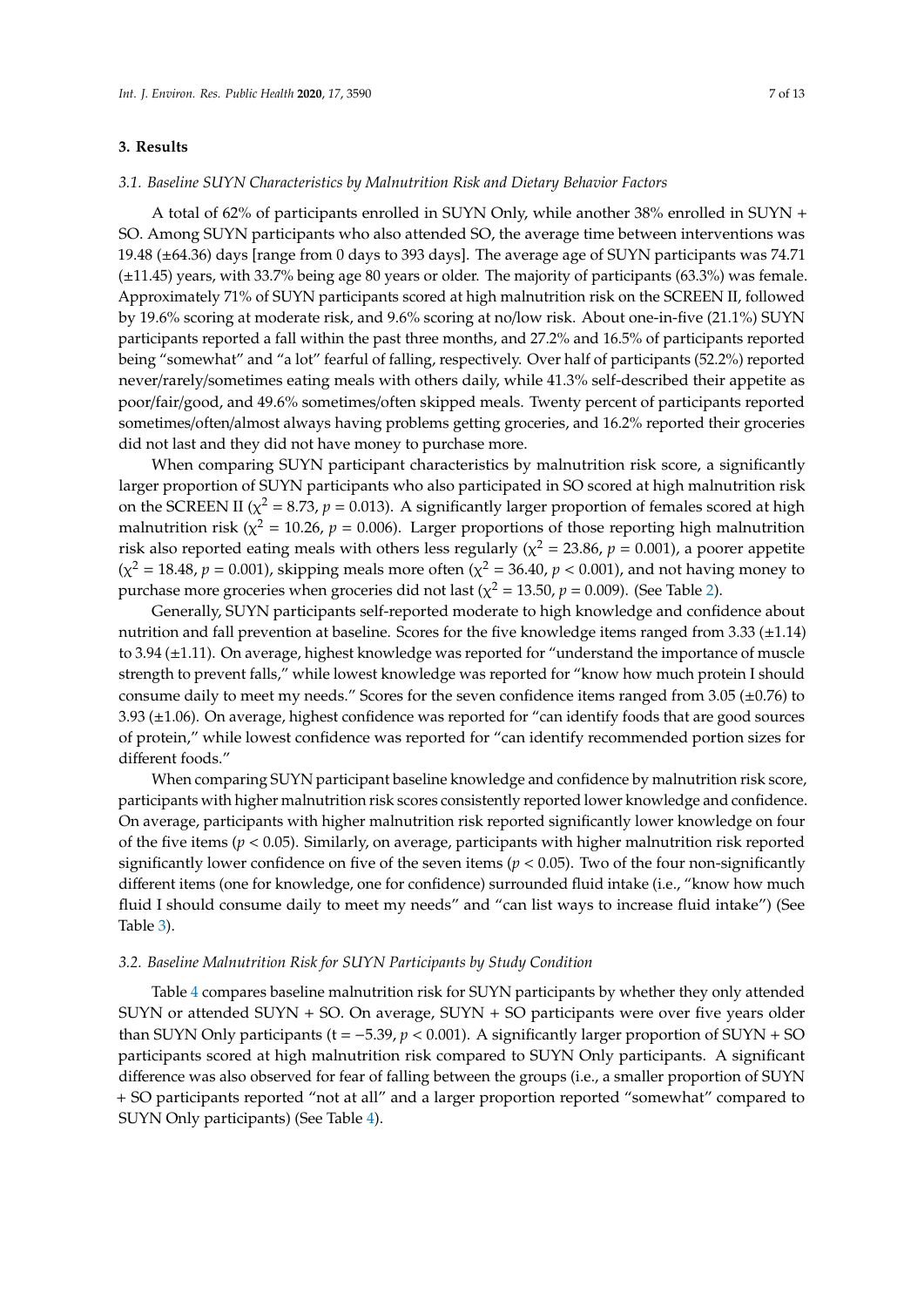## 3. Results

### *3.1. Baseline SUYN Characteristics by Malnutrition Risk and Dietary Behavior Factors*

A total of 62% of participants enrolled in SUYN Only, while another 38% enrolled in SUYN + SO. Among SUYN participants who also attended SO, the average time between interventions was 19.48 (±64.36) days [range from 0 days to 393 days]. The average age of SUYN participants was 74.71 (±11.45) years, with 33.7% being age 80 years or older. The majority of participants (63.3%) was female. Approximately 71% of SUYN participants scored at high malnutrition risk on the SCREEN II, followed by 19.6% scoring at moderate risk, and 9.6% scoring at no/low risk. About one-in-five (21.1%) SUYN participants reported a fall within the past three months, and 27.2% and 16.5% of participants reported being "somewhat" and "a lot" fearful of falling, respectively. Over half of participants (52.2%) reported never/rarely/sometimes eating meals with others daily, while 41.3% self-described their appetite as poor/fair/good, and 49.6% sometimes/often skipped meals. Twenty percent of participants reported sometimes/often/almost always having problems getting groceries, and 16.2% reported their groceries did not last and they did not have money to purchase more.

When comparing SUYN participant characteristics by malnutrition risk score, a significantly larger proportion of SUYN participants who also participated in SO scored at high malnutrition risk on the SCREEN II ($\chi^2 = 8.73$, $p = 0.013$). A significantly larger proportion of females scored at high malnutrition risk ($\chi^2 = 10.26$, $p = 0.006$). Larger proportions of those reporting high malnutrition risk also reported eating meals with others less regularly ($\chi^2 = 23.86$, $p = 0.001$), a poorer appetite ($\chi^2 = 18.48$, $p = 0.001$), skipping meals more often ($\chi^2 = 36.40$, $p < 0.001$), and not having money to purchase more groceries when groceries did not last ($\chi^2 = 13.50$, $p = 0.009$). (See Table 2).

Generally, SUYN participants self-reported moderate to high knowledge and confidence about nutrition and fall prevention at baseline. Scores for the five knowledge items ranged from 3.33 (±1.14) to 3.94 (±1.11). On average, highest knowledge was reported for "understand the importance of muscle strength to prevent falls," while lowest knowledge was reported for "know how much protein I should consume daily to meet my needs." Scores for the seven confidence items ranged from 3.05 (±0.76) to 3.93 (±1.06). On average, highest confidence was reported for "can identify foods that are good sources of protein," while lowest confidence was reported for "can identify recommended portion sizes for different foods."

When comparing SUYN participant baseline knowledge and confidence by malnutrition risk score, participants with higher malnutrition risk scores consistently reported lower knowledge and confidence. On average, participants with higher malnutrition risk reported significantly lower knowledge on four of the five items ($p < 0.05$). Similarly, on average, participants with higher malnutrition risk reported significantly lower confidence on five of the seven items ($p < 0.05$). Two of the four non-significantly different items (one for knowledge, one for confidence) surrounded fluid intake (i.e., "know how much fluid I should consume daily to meet my needs" and "can list ways to increase fluid intake") (See Table 3).

### *3.2. Baseline Malnutrition Risk for SUYN Participants by Study Condition*

Table 4 compares baseline malnutrition risk for SUYN participants by whether they only attended SUYN or attended SUYN + SO. On average, SUYN + SO participants were over five years older than SUYN Only participants ($t = -5.39$, $p < 0.001$). A significantly larger proportion of SUYN + SO participants scored at high malnutrition risk compared to SUYN Only participants. A significant difference was also observed for fear of falling between the groups (i.e., a smaller proportion of SUYN + SO participants reported "not at all" and a larger proportion reported "somewhat" compared to SUYN Only participants) (See Table 4).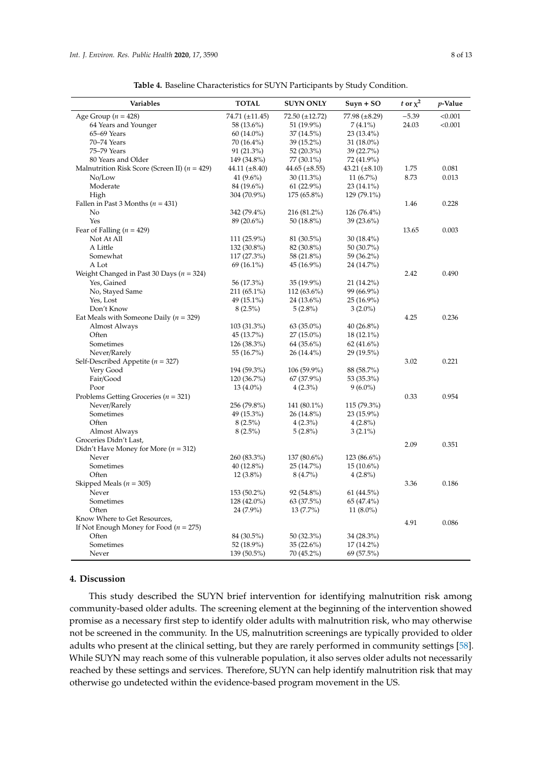**Table 4.** Baseline Characteristics for SUYN Participants by Study Condition.

| Variables | TOTAL | SUYN ONLY | Suyn + SO | $t$ or $\chi^2$ | $p$-Value |
|---|---|---|---|---|---|
| Age Group ($n$ = 428) | 74.71 (±11.45) | 72.50 (±12.72) | 77.98 (±8.29) | −5.39 | <0.001 |
| 64 Years and Younger | 58 (13.6%) | 51 (19.9%) | 7 (4.1%) | 24.03 | <0.001 |
| 65–69 Years | 60 (14.0%) | 37 (14.5%) | 23 (13.4%) | | |
| 70–74 Years | 70 (16.4%) | 39 (15.2%) | 31 (18.0%) | | |
| 75–79 Years | 91 (21.3%) | 52 (20.3%) | 39 (22.7%) | | |
| 80 Years and Older | 149 (34.8%) | 77 (30.1%) | 72 (41.9%) | | |
| Malnutrition Risk Score (Screen II) ($n$ = 429) | 44.11 (±8.40) | 44.65 (±8.55) | 43.21 (±8.10) | 1.75 | 0.081 |
| No/Low | 41 (9.6%) | 30 (11.3%) | 11 (6.7%) | 8.73 | 0.013 |
| Moderate | 84 (19.6%) | 61 (22.9%) | 23 (14.1%) | | |
| High | 304 (70.9%) | 175 (65.8%) | 129 (79.1%) | | |
| Fallen in Past 3 Months ($n$ = 431) | | | | 1.46 | 0.228 |
| No | 342 (79.4%) | 216 (81.2%) | 126 (76.4%) | | |
| Yes | 89 (20.6%) | 50 (18.8%) | 39 (23.6%) | | |
| Fear of Falling ($n$ = 429) | | | | 13.65 | 0.003 |
| Not At All | 111 (25.9%) | 81 (30.5%) | 30 (18.4%) | | |
| A Little | 132 (30.8%) | 82 (30.8%) | 50 (30.7%) | | |
| Somewhat | 117 (27.3%) | 58 (21.8%) | 59 (36.2%) | | |
| A Lot | 69 (16.1%) | 45 (16.9%) | 24 (14.7%) | | |
| Weight Changed in Past 30 Days ($n$ = 324) | | | | 2.42 | 0.490 |
| Yes, Gained | 56 (17.3%) | 35 (19.9%) | 21 (14.2%) | | |
| No, Stayed Same | 211 (65.1%) | 112 (63.6%) | 99 (66.9%) | | |
| Yes, Lost | 49 (15.1%) | 24 (13.6%) | 25 (16.9%) | | |
| Don't Know | 8 (2.5%) | 5 (2.8%) | 3 (2.0%) | | |
| Eat Meals with Someone Daily ($n$ = 329) | | | | 4.25 | 0.236 |
| Almost Always | 103 (31.3%) | 63 (35.0%) | 40 (26.8%) | | |
| Often | 45 (13.7%) | 27 (15.0%) | 18 (12.1%) | | |
| Sometimes | 126 (38.3%) | 64 (35.6%) | 62 (41.6%) | | |
| Never/Rarely | 55 (16.7%) | 26 (14.4%) | 29 (19.5%) | | |
| Self-Described Appetite ($n$ = 327) | | | | 3.02 | 0.221 |
| Very Good | 194 (59.3%) | 106 (59.9%) | 88 (58.7%) | | |
| Fair/Good | 120 (36.7%) | 67 (37.9%) | 53 (35.3%) | | |
| Poor | 13 (4.0%) | 4 (2.3%) | 9 (6.0%) | | |
| Problems Getting Groceries ($n$ = 321) | | | | 0.33 | 0.954 |
| Never/Rarely | 256 (79.8%) | 141 (80.1%) | 115 (79.3%) | | |
| Sometimes | 49 (15.3%) | 26 (14.8%) | 23 (15.9%) | | |
| Often | 8 (2.5%) | 4 (2.3%) | 4 (2.8%) | | |
| Almost Always | 8 (2.5%) | 5 (2.8%) | 3 (2.1%) | | |
| Groceries Didn't Last, Didn't Have Money for More ($n$ = 312) | | | | 2.09 | 0.351 |
| Never | 260 (83.3%) | 137 (80.6%) | 123 (86.6%) | | |
| Sometimes | 40 (12.8%) | 25 (14.7%) | 15 (10.6%) | | |
| Often | 12 (3.8%) | 8 (4.7%) | 4 (2.8%) | | |
| Skipped Meals ($n$ = 305) | | | | 3.36 | 0.186 |
| Never | 153 (50.2%) | 92 (54.8%) | 61 (44.5%) | | |
| Sometimes | 128 (42.0%) | 63 (37.5%) | 65 (47.4%) | | |
| Often | 24 (7.9%) | 13 (7.7%) | 11 (8.0%) | | |
| Know Where to Get Resources, If Not Enough Money for Food ($n$ = 275) | | | | 4.91 | 0.086 |
| Often | 84 (30.5%) | 50 (32.3%) | 34 (28.3%) | | |
| Sometimes | 52 (18.9%) | 35 (22.6%) | 17 (14.2%) | | |
| Never | 139 (50.5%) | 70 (45.2%) | 69 (57.5%) | | |

## 4. Discussion

This study described the SUYN brief intervention for identifying malnutrition risk among community-based older adults. The screening element at the beginning of the intervention showed promise as a necessary first step to identify older adults with malnutrition risk, who may otherwise not be screened in the community. In the US, malnutrition screenings are typically provided to older adults who present at the clinical setting, but they are rarely performed in community settings [58]. While SUYN may reach some of this vulnerable population, it also serves older adults not necessarily reached by these settings and services. Therefore, SUYN can help identify malnutrition risk that may otherwise go undetected within the evidence-based program movement in the US.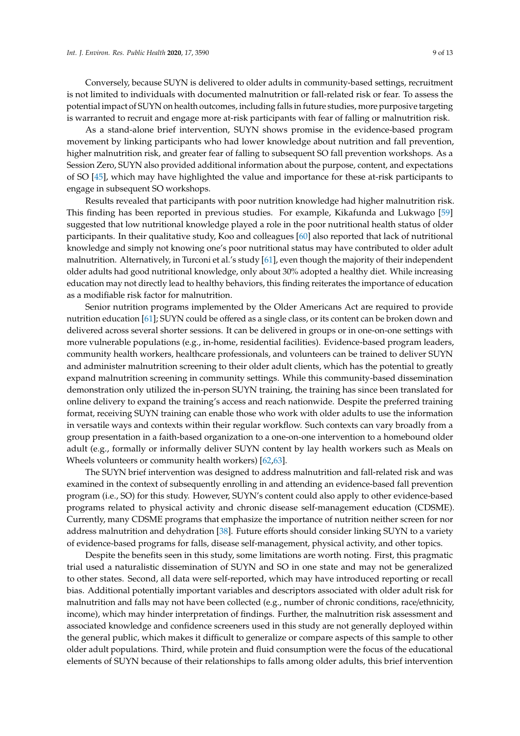Conversely, because SUYN is delivered to older adults in community-based settings, recruitment is not limited to individuals with documented malnutrition or fall-related risk or fear. To assess the potential impact of SUYN on health outcomes, including falls in future studies, more purposive targeting is warranted to recruit and engage more at-risk participants with fear of falling or malnutrition risk.

As a stand-alone brief intervention, SUYN shows promise in the evidence-based program movement by linking participants who had lower knowledge about nutrition and fall prevention, higher malnutrition risk, and greater fear of falling to subsequent SO fall prevention workshops. As a Session Zero, SUYN also provided additional information about the purpose, content, and expectations of SO [45], which may have highlighted the value and importance for these at-risk participants to engage in subsequent SO workshops.

Results revealed that participants with poor nutrition knowledge had higher malnutrition risk. This finding has been reported in previous studies. For example, Kikafunda and Lukwago [59] suggested that low nutritional knowledge played a role in the poor nutritional health status of older participants. In their qualitative study, Koo and colleagues [60] also reported that lack of nutritional knowledge and simply not knowing one's poor nutritional status may have contributed to older adult malnutrition. Alternatively, in Turconi et al.'s study [61], even though the majority of their independent older adults had good nutritional knowledge, only about 30% adopted a healthy diet. While increasing education may not directly lead to healthy behaviors, this finding reiterates the importance of education as a modifiable risk factor for malnutrition.

Senior nutrition programs implemented by the Older Americans Act are required to provide nutrition education [61]; SUYN could be offered as a single class, or its content can be broken down and delivered across several shorter sessions. It can be delivered in groups or in one-on-one settings with more vulnerable populations (e.g., in-home, residential facilities). Evidence-based program leaders, community health workers, healthcare professionals, and volunteers can be trained to deliver SUYN and administer malnutrition screening to their older adult clients, which has the potential to greatly expand malnutrition screening in community settings. While this community-based dissemination demonstration only utilized the in-person SUYN training, the training has since been translated for online delivery to expand the training's access and reach nationwide. Despite the preferred training format, receiving SUYN training can enable those who work with older adults to use the information in versatile ways and contexts within their regular workflow. Such contexts can vary broadly from a group presentation in a faith-based organization to a one-on-one intervention to a homebound older adult (e.g., formally or informally deliver SUYN content by lay health workers such as Meals on Wheels volunteers or community health workers) [62,63].

The SUYN brief intervention was designed to address malnutrition and fall-related risk and was examined in the context of subsequently enrolling in and attending an evidence-based fall prevention program (i.e., SO) for this study. However, SUYN's content could also apply to other evidence-based programs related to physical activity and chronic disease self-management education (CDSME). Currently, many CDSME programs that emphasize the importance of nutrition neither screen for nor address malnutrition and dehydration [38]. Future efforts should consider linking SUYN to a variety of evidence-based programs for falls, disease self-management, physical activity, and other topics.

Despite the benefits seen in this study, some limitations are worth noting. First, this pragmatic trial used a naturalistic dissemination of SUYN and SO in one state and may not be generalized to other states. Second, all data were self-reported, which may have introduced reporting or recall bias. Additional potentially important variables and descriptors associated with older adult risk for malnutrition and falls may not have been collected (e.g., number of chronic conditions, race/ethnicity, income), which may hinder interpretation of findings. Further, the malnutrition risk assessment and associated knowledge and confidence screeners used in this study are not generally deployed within the general public, which makes it difficult to generalize or compare aspects of this sample to other older adult populations. Third, while protein and fluid consumption were the focus of the educational elements of SUYN because of their relationships to falls among older adults, this brief intervention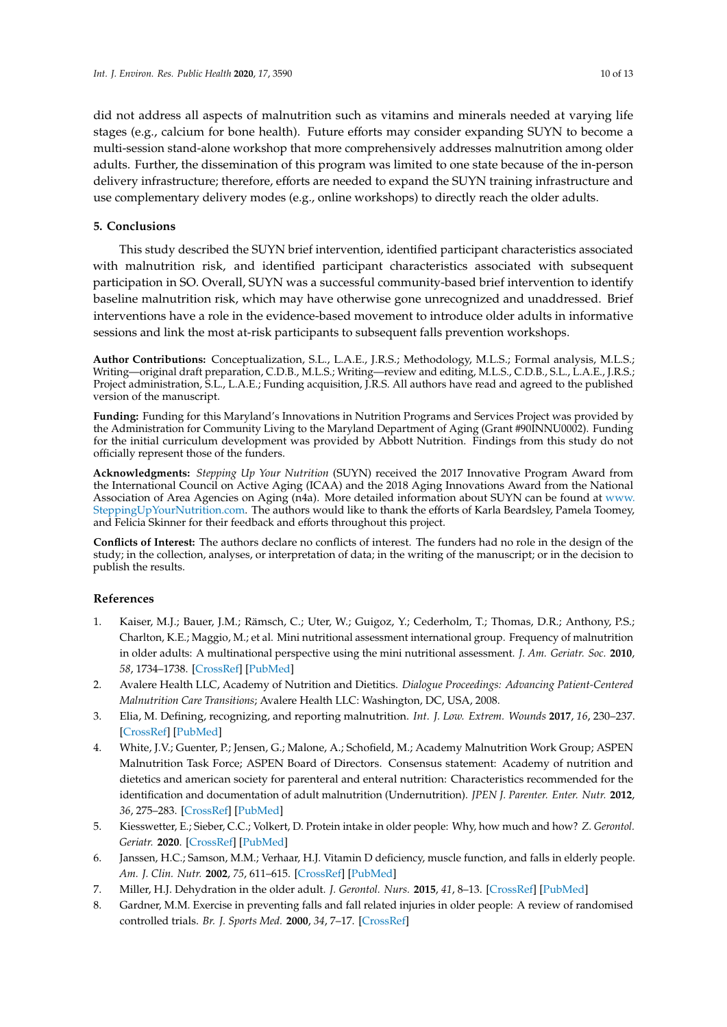did not address all aspects of malnutrition such as vitamins and minerals needed at varying life stages (e.g., calcium for bone health). Future efforts may consider expanding SUYN to become a multi-session stand-alone workshop that more comprehensively addresses malnutrition among older adults. Further, the dissemination of this program was limited to one state because of the in-person delivery infrastructure; therefore, efforts are needed to expand the SUYN training infrastructure and use complementary delivery modes (e.g., online workshops) to directly reach the older adults.

## 5. Conclusions

This study described the SUYN brief intervention, identified participant characteristics associated with malnutrition risk, and identified participant characteristics associated with subsequent participation in SO. Overall, SUYN was a successful community-based brief intervention to identify baseline malnutrition risk, which may have otherwise gone unrecognized and unaddressed. Brief interventions have a role in the evidence-based movement to introduce older adults in informative sessions and link the most at-risk participants to subsequent falls prevention workshops.

**Author Contributions:** Conceptualization, S.L., L.A.E., J.R.S.; Methodology, M.L.S.; Formal analysis, M.L.S.; Writing—original draft preparation, C.D.B., M.L.S.; Writing—review and editing, M.L.S., C.D.B., S.L., L.A.E., J.R.S.; Project administration, S.L., L.A.E.; Funding acquisition, J.R.S. All authors have read and agreed to the published version of the manuscript.

**Funding:** Funding for this Maryland's Innovations in Nutrition Programs and Services Project was provided by the Administration for Community Living to the Maryland Department of Aging (Grant #90INNU0002). Funding for the initial curriculum development was provided by Abbott Nutrition. Findings from this study do not officially represent those of the funders.

**Acknowledgments:** *Stepping Up Your Nutrition* (SUYN) received the 2017 Innovative Program Award from the International Council on Active Aging (ICAA) and the 2018 Aging Innovations Award from the National Association of Area Agencies on Aging (n4a). More detailed information about SUYN can be found at www.SteppingUpYourNutrition.com. The authors would like to thank the efforts of Karla Beardsley, Pamela Toomey, and Felicia Skinner for their feedback and efforts throughout this project.

**Conflicts of Interest:** The authors declare no conflicts of interest. The funders had no role in the design of the study; in the collection, analyses, or interpretation of data; in the writing of the manuscript; or in the decision to publish the results.

## References

1. Kaiser, M.J.; Bauer, J.M.; Rämsch, C.; Uter, W.; Guigoz, Y.; Cederholm, T.; Thomas, D.R.; Anthony, P.S.; Charlton, K.E.; Maggio, M.; et al. Mini nutritional assessment international group. Frequency of malnutrition in older adults: A multinational perspective using the mini nutritional assessment. *J. Am. Geriatr. Soc.* **2010**, *58*, 1734–1738. [CrossRef] [PubMed]
2. Avalere Health LLC, Academy of Nutrition and Dietitics. *Dialogue Proceedings: Advancing Patient-Centered Malnutrition Care Transitions*; Avalere Health LLC: Washington, DC, USA, 2008.
3. Elia, M. Defining, recognizing, and reporting malnutrition. *Int. J. Low. Extrem. Wounds* **2017**, *16*, 230–237. [CrossRef] [PubMed]
4. White, J.V.; Guenter, P.; Jensen, G.; Malone, A.; Schofield, M.; Academy Malnutrition Work Group; ASPEN Malnutrition Task Force; ASPEN Board of Directors. Consensus statement: Academy of nutrition and dietetics and american society for parenteral and enteral nutrition: Characteristics recommended for the identification and documentation of adult malnutrition (Undernutrition). *JPEN J. Parenter. Enter. Nutr.* **2012**, *36*, 275–283. [CrossRef] [PubMed]
5. Kiesswetter, E.; Sieber, C.C.; Volkert, D. Protein intake in older people: Why, how much and how? *Z. Gerontol. Geriatr.* **2020**. [CrossRef] [PubMed]
6. Janssen, H.C.; Samson, M.M.; Verhaar, H.J. Vitamin D deficiency, muscle function, and falls in elderly people. *Am. J. Clin. Nutr.* **2002**, *75*, 611–615. [CrossRef] [PubMed]
7. Miller, H.J. Dehydration in the older adult. *J. Gerontol. Nurs.* **2015**, *41*, 8–13. [CrossRef] [PubMed]
8. Gardner, M.M. Exercise in preventing falls and fall related injuries in older people: A review of randomised controlled trials. *Br. J. Sports Med.* **2000**, *34*, 7–17. [CrossRef]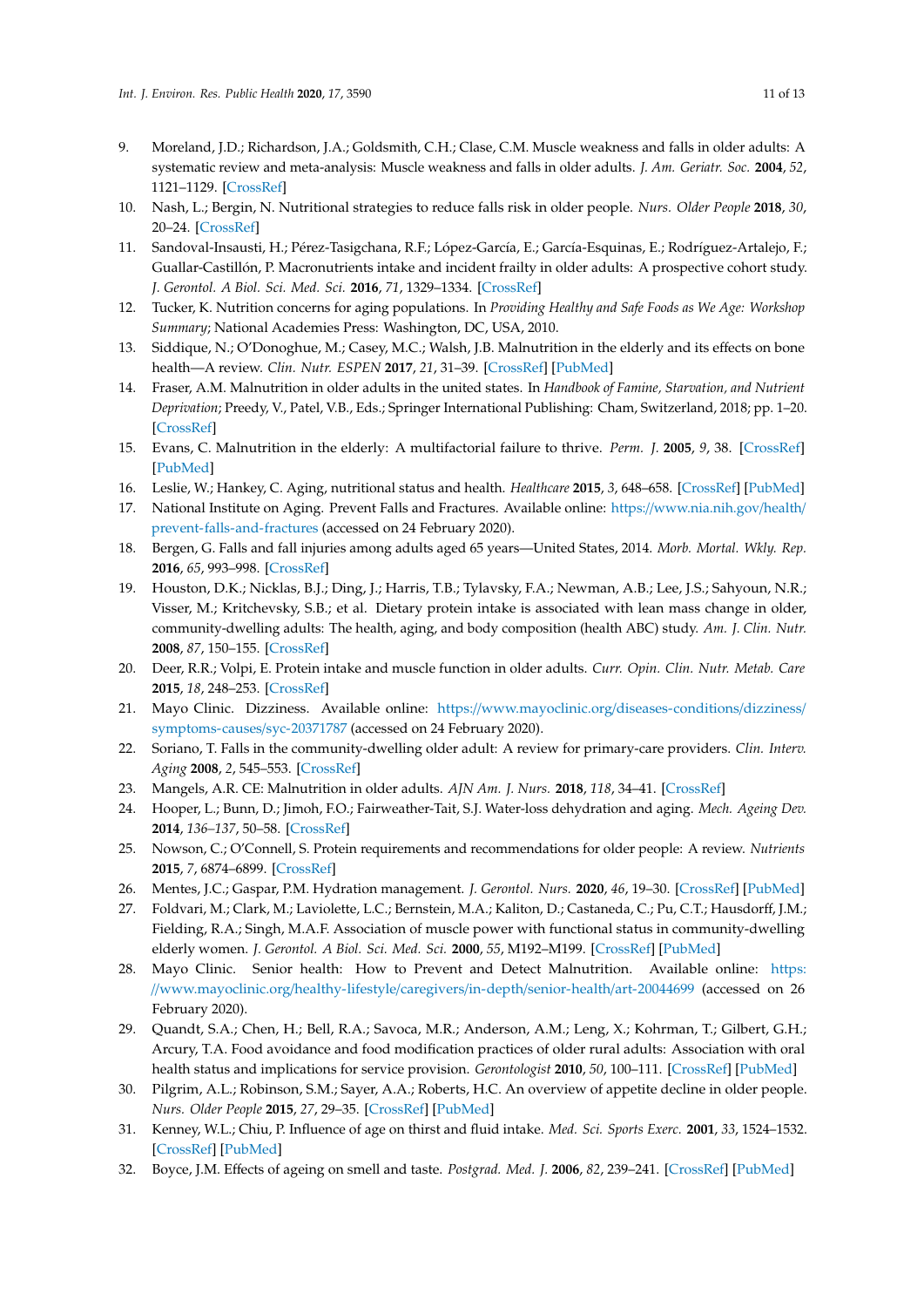9. Moreland, J.D.; Richardson, J.A.; Goldsmith, C.H.; Clase, C.M. Muscle weakness and falls in older adults: A systematic review and meta-analysis: Muscle weakness and falls in older adults. *J. Am. Geriatr. Soc.* **2004**, *52*, 1121–1129. [CrossRef]
10. Nash, L.; Bergin, N. Nutritional strategies to reduce falls risk in older people. *Nurs. Older People* **2018**, *30*, 20–24. [CrossRef]
11. Sandoval-Insausti, H.; Pérez-Tasigchana, R.F.; López-García, E.; García-Esquinas, E.; Rodríguez-Artalejo, F.; Guallar-Castillón, P. Macronutrients intake and incident frailty in older adults: A prospective cohort study. *J. Gerontol. A Biol. Sci. Med. Sci.* **2016**, *71*, 1329–1334. [CrossRef]
12. Tucker, K. Nutrition concerns for aging populations. In *Providing Healthy and Safe Foods as We Age: Workshop Summary*; National Academies Press: Washington, DC, USA, 2010.
13. Siddique, N.; O'Donoghue, M.; Casey, M.C.; Walsh, J.B. Malnutrition in the elderly and its effects on bone health—A review. *Clin. Nutr. ESPEN* **2017**, *21*, 31–39. [CrossRef] [PubMed]
14. Fraser, A.M. Malnutrition in older adults in the united states. In *Handbook of Famine, Starvation, and Nutrient Deprivation*; Preedy, V., Patel, V.B., Eds.; Springer International Publishing: Cham, Switzerland, 2018; pp. 1–20. [CrossRef]
15. Evans, C. Malnutrition in the elderly: A multifactorial failure to thrive. *Perm. J.* **2005**, *9*, 38. [CrossRef] [PubMed]
16. Leslie, W.; Hankey, C. Aging, nutritional status and health. *Healthcare* **2015**, *3*, 648–658. [CrossRef] [PubMed]
17. National Institute on Aging. Prevent Falls and Fractures. Available online: https://www.nia.nih.gov/health/prevent-falls-and-fractures (accessed on 24 February 2020).
18. Bergen, G. Falls and fall injuries among adults aged 65 years—United States, 2014. *Morb. Mortal. Wkly. Rep.* **2016**, *65*, 993–998. [CrossRef]
19. Houston, D.K.; Nicklas, B.J.; Ding, J.; Harris, T.B.; Tylavsky, F.A.; Newman, A.B.; Lee, J.S.; Sahyoun, N.R.; Visser, M.; Kritchevsky, S.B.; et al. Dietary protein intake is associated with lean mass change in older, community-dwelling adults: The health, aging, and body composition (health ABC) study. *Am. J. Clin. Nutr.* **2008**, *87*, 150–155. [CrossRef]
20. Deer, R.R.; Volpi, E. Protein intake and muscle function in older adults. *Curr. Opin. Clin. Nutr. Metab. Care* **2015**, *18*, 248–253. [CrossRef]
21. Mayo Clinic. Dizziness. Available online: https://www.mayoclinic.org/diseases-conditions/dizziness/symptoms-causes/syc-20371787 (accessed on 24 February 2020).
22. Soriano, T. Falls in the community-dwelling older adult: A review for primary-care providers. *Clin. Interv. Aging* **2008**, *2*, 545–553. [CrossRef]
23. Mangels, A.R. CE: Malnutrition in older adults. *AJN Am. J. Nurs.* **2018**, *118*, 34–41. [CrossRef]
24. Hooper, L.; Bunn, D.; Jimoh, F.O.; Fairweather-Tait, S.J. Water-loss dehydration and aging. *Mech. Ageing Dev.* **2014**, *136–137*, 50–58. [CrossRef]
25. Nowson, C.; O'Connell, S. Protein requirements and recommendations for older people: A review. *Nutrients* **2015**, *7*, 6874–6899. [CrossRef]
26. Mentes, J.C.; Gaspar, P.M. Hydration management. *J. Gerontol. Nurs.* **2020**, *46*, 19–30. [CrossRef] [PubMed]
27. Foldvari, M.; Clark, M.; Laviolette, L.C.; Bernstein, M.A.; Kaliton, D.; Castaneda, C.; Pu, C.T.; Hausdorff, J.M.; Fielding, R.A.; Singh, M.A.F. Association of muscle power with functional status in community-dwelling elderly women. *J. Gerontol. A Biol. Sci. Med. Sci.* **2000**, *55*, M192–M199. [CrossRef] [PubMed]
28. Mayo Clinic. Senior health: How to Prevent and Detect Malnutrition. Available online: https://www.mayoclinic.org/healthy-lifestyle/caregivers/in-depth/senior-health/art-20044699 (accessed on 26 February 2020).
29. Quandt, S.A.; Chen, H.; Bell, R.A.; Savoca, M.R.; Anderson, A.M.; Leng, X.; Kohrman, T.; Gilbert, G.H.; Arcury, T.A. Food avoidance and food modification practices of older rural adults: Association with oral health status and implications for service provision. *Gerontologist* **2010**, *50*, 100–111. [CrossRef] [PubMed]
30. Pilgrim, A.L.; Robinson, S.M.; Sayer, A.A.; Roberts, H.C. An overview of appetite decline in older people. *Nurs. Older People* **2015**, *27*, 29–35. [CrossRef] [PubMed]
31. Kenney, W.L.; Chiu, P. Influence of age on thirst and fluid intake. *Med. Sci. Sports Exerc.* **2001**, *33*, 1524–1532. [CrossRef] [PubMed]
32. Boyce, J.M. Effects of ageing on smell and taste. *Postgrad. Med. J.* **2006**, *82*, 239–241. [CrossRef] [PubMed]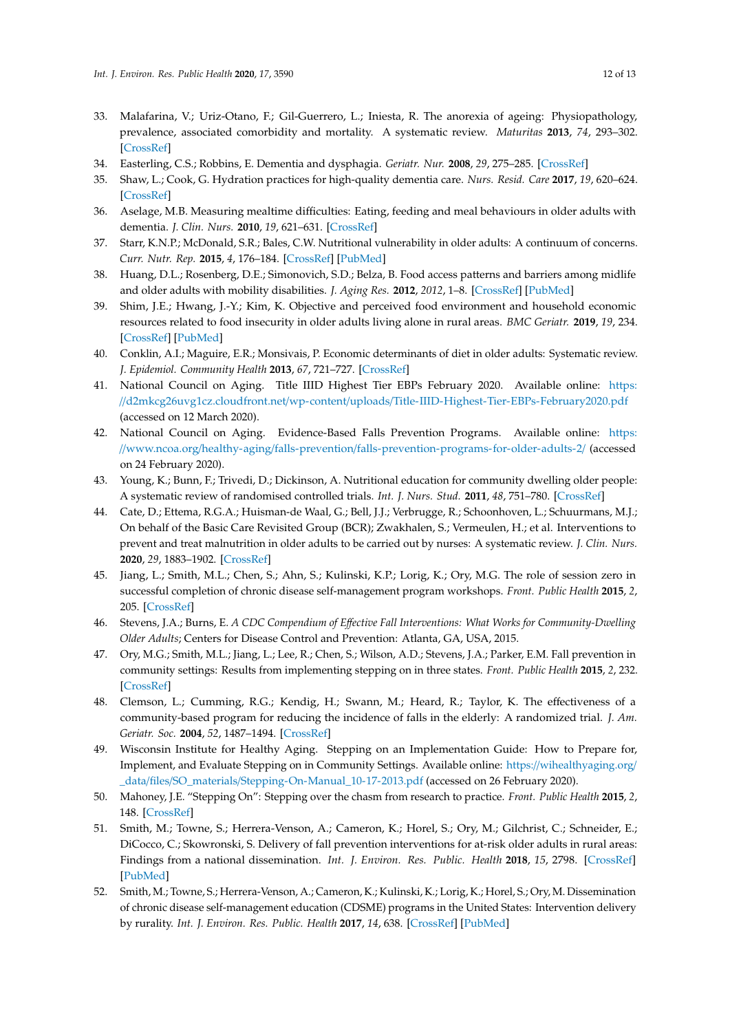33. Malafarina, V.; Uriz-Otano, F.; Gil-Guerrero, L.; Iniesta, R. The anorexia of ageing: Physiopathology, prevalence, associated comorbidity and mortality. A systematic review. *Maturitas* **2013**, *74*, 293–302. [CrossRef]
34. Easterling, C.S.; Robbins, E. Dementia and dysphagia. *Geriatr. Nur.* **2008**, *29*, 275–285. [CrossRef]
35. Shaw, L.; Cook, G. Hydration practices for high-quality dementia care. *Nurs. Resid. Care* **2017**, *19*, 620–624. [CrossRef]
36. Aselage, M.B. Measuring mealtime difficulties: Eating, feeding and meal behaviours in older adults with dementia. *J. Clin. Nurs.* **2010**, *19*, 621–631. [CrossRef]
37. Starr, K.N.P.; McDonald, S.R.; Bales, C.W. Nutritional vulnerability in older adults: A continuum of concerns. *Curr. Nutr. Rep.* **2015**, *4*, 176–184. [CrossRef] [PubMed]
38. Huang, D.L.; Rosenberg, D.E.; Simonovich, S.D.; Belza, B. Food access patterns and barriers among midlife and older adults with mobility disabilities. *J. Aging Res.* **2012**, *2012*, 1–8. [CrossRef] [PubMed]
39. Shim, J.E.; Hwang, J.-Y.; Kim, K. Objective and perceived food environment and household economic resources related to food insecurity in older adults living alone in rural areas. *BMC Geriatr.* **2019**, *19*, 234. [CrossRef] [PubMed]
40. Conklin, A.I.; Maguire, E.R.; Monsivais, P. Economic determinants of diet in older adults: Systematic review. *J. Epidemiol. Community Health* **2013**, *67*, 721–727. [CrossRef]
41. National Council on Aging. Title IIID Highest Tier EBPs February 2020. Available online: https://d2mkcg26uvg1cz.cloudfront.net/wp-content/uploads/Title-IIID-Highest-Tier-EBPs-February2020.pdf (accessed on 12 March 2020).
42. National Council on Aging. Evidence-Based Falls Prevention Programs. Available online: https://www.ncoa.org/healthy-aging/falls-prevention/falls-prevention-programs-for-older-adults-2/ (accessed on 24 February 2020).
43. Young, K.; Bunn, F.; Trivedi, D.; Dickinson, A. Nutritional education for community dwelling older people: A systematic review of randomised controlled trials. *Int. J. Nurs. Stud.* **2011**, *48*, 751–780. [CrossRef]
44. Cate, D.; Ettema, R.G.A.; Huisman-de Waal, G.; Bell, J.J.; Verbrugge, R.; Schoonhoven, L.; Schuurmans, M.J.; On behalf of the Basic Care Revisited Group (BCR); Zwakhalen, S.; Vermeulen, H.; et al. Interventions to prevent and treat malnutrition in older adults to be carried out by nurses: A systematic review. *J. Clin. Nurs.* **2020**, *29*, 1883–1902. [CrossRef]
45. Jiang, L.; Smith, M.L.; Chen, S.; Ahn, S.; Kulinski, K.P.; Lorig, K.; Ory, M.G. The role of session zero in successful completion of chronic disease self-management program workshops. *Front. Public Health* **2015**, *2*, 205. [CrossRef]
46. Stevens, J.A.; Burns, E. *A CDC Compendium of Effective Fall Interventions: What Works for Community-Dwelling Older Adults*; Centers for Disease Control and Prevention: Atlanta, GA, USA, 2015.
47. Ory, M.G.; Smith, M.L.; Jiang, L.; Lee, R.; Chen, S.; Wilson, A.D.; Stevens, J.A.; Parker, E.M. Fall prevention in community settings: Results from implementing stepping on in three states. *Front. Public Health* **2015**, *2*, 232. [CrossRef]
48. Clemson, L.; Cumming, R.G.; Kendig, H.; Swann, M.; Heard, R.; Taylor, K. The effectiveness of a community-based program for reducing the incidence of falls in the elderly: A randomized trial. *J. Am. Geriatr. Soc.* **2004**, *52*, 1487–1494. [CrossRef]
49. Wisconsin Institute for Healthy Aging. Stepping on an Implementation Guide: How to Prepare for, Implement, and Evaluate Stepping on in Community Settings. Available online: https://wihealthyaging.org/_data/files/SO_materials/Stepping-On-Manual_10-17-2013.pdf (accessed on 26 February 2020).
50. Mahoney, J.E. "Stepping On": Stepping over the chasm from research to practice. *Front. Public Health* **2015**, *2*, 148. [CrossRef]
51. Smith, M.; Towne, S.; Herrera-Venson, A.; Cameron, K.; Horel, S.; Ory, M.; Gilchrist, C.; Schneider, E.; DiCocco, C.; Skowronski, S. Delivery of fall prevention interventions for at-risk older adults in rural areas: Findings from a national dissemination. *Int. J. Environ. Res. Public. Health* **2018**, *15*, 2798. [CrossRef] [PubMed]
52. Smith, M.; Towne, S.; Herrera-Venson, A.; Cameron, K.; Kulinski, K.; Lorig, K.; Horel, S.; Ory, M. Dissemination of chronic disease self-management education (CDSME) programs in the United States: Intervention delivery by rurality. *Int. J. Environ. Res. Public. Health* **2017**, *14*, 638. [CrossRef] [PubMed]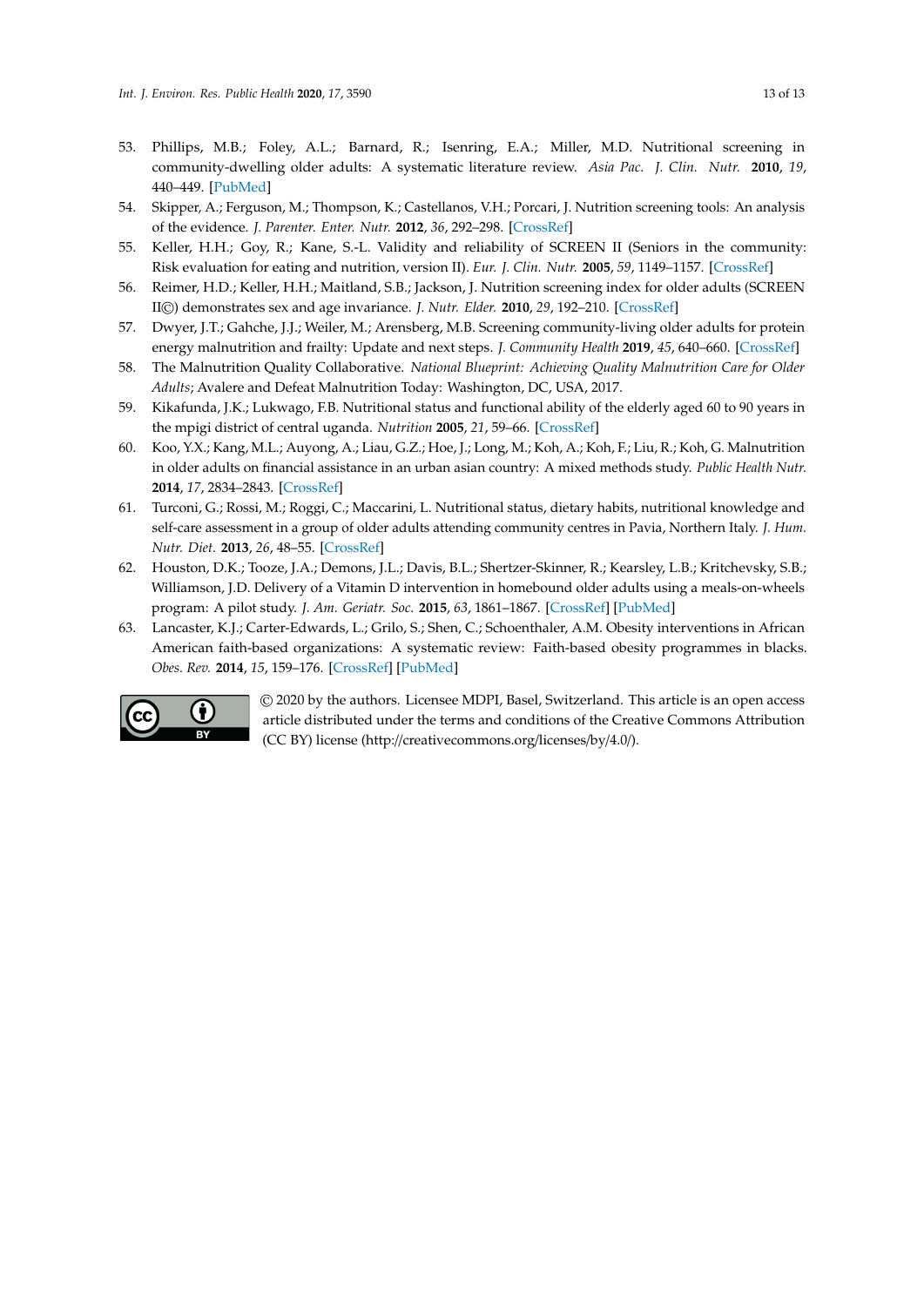53. Phillips, M.B.; Foley, A.L.; Barnard, R.; Isenring, E.A.; Miller, M.D. Nutritional screening in community-dwelling older adults: A systematic literature review. *Asia Pac. J. Clin. Nutr.* **2010**, *19*, 440–449. [PubMed]
54. Skipper, A.; Ferguson, M.; Thompson, K.; Castellanos, V.H.; Porcari, J. Nutrition screening tools: An analysis of the evidence. *J. Parenter. Enter. Nutr.* **2012**, *36*, 292–298. [CrossRef]
55. Keller, H.H.; Goy, R.; Kane, S.-L. Validity and reliability of SCREEN II (Seniors in the community: Risk evaluation for eating and nutrition, version II). *Eur. J. Clin. Nutr.* **2005**, *59*, 1149–1157. [CrossRef]
56. Reimer, H.D.; Keller, H.H.; Maitland, S.B.; Jackson, J. Nutrition screening index for older adults (SCREEN II©) demonstrates sex and age invariance. *J. Nutr. Elder.* **2010**, *29*, 192–210. [CrossRef]
57. Dwyer, J.T.; Gahche, J.J.; Weiler, M.; Arensberg, M.B. Screening community-living older adults for protein energy malnutrition and frailty: Update and next steps. *J. Community Health* **2019**, *45*, 640–660. [CrossRef]
58. The Malnutrition Quality Collaborative. *National Blueprint: Achieving Quality Malnutrition Care for Older Adults*; Avalere and Defeat Malnutrition Today: Washington, DC, USA, 2017.
59. Kikafunda, J.K.; Lukwago, F.B. Nutritional status and functional ability of the elderly aged 60 to 90 years in the mpigi district of central uganda. *Nutrition* **2005**, *21*, 59–66. [CrossRef]
60. Koo, Y.X.; Kang, M.L.; Auyong, A.; Liau, G.Z.; Hoe, J.; Long, M.; Koh, A.; Koh, F.; Liu, R.; Koh, G. Malnutrition in older adults on financial assistance in an urban asian country: A mixed methods study. *Public Health Nutr.* **2014**, *17*, 2834–2843. [CrossRef]
61. Turconi, G.; Rossi, M.; Roggi, C.; Maccarini, L. Nutritional status, dietary habits, nutritional knowledge and self-care assessment in a group of older adults attending community centres in Pavia, Northern Italy. *J. Hum. Nutr. Diet.* **2013**, *26*, 48–55. [CrossRef]
62. Houston, D.K.; Tooze, J.A.; Demons, J.L.; Davis, B.L.; Shertzer-Skinner, R.; Kearsley, L.B.; Kritchevsky, S.B.; Williamson, J.D. Delivery of a Vitamin D intervention in homebound older adults using a meals-on-wheels program: A pilot study. *J. Am. Geriatr. Soc.* **2015**, *63*, 1861–1867. [CrossRef] [PubMed]
63. Lancaster, K.J.; Carter-Edwards, L.; Grilo, S.; Shen, C.; Schoenthaler, A.M. Obesity interventions in African American faith-based organizations: A systematic review: Faith-based obesity programmes in blacks. *Obes. Rev.* **2014**, *15*, 159–176. [CrossRef] [PubMed]

© 2020 by the authors. Licensee MDPI, Basel, Switzerland. This article is an open access article distributed under the terms and conditions of the Creative Commons Attribution (CC BY) license (http://creativecommons.org/licenses/by/4.0/).